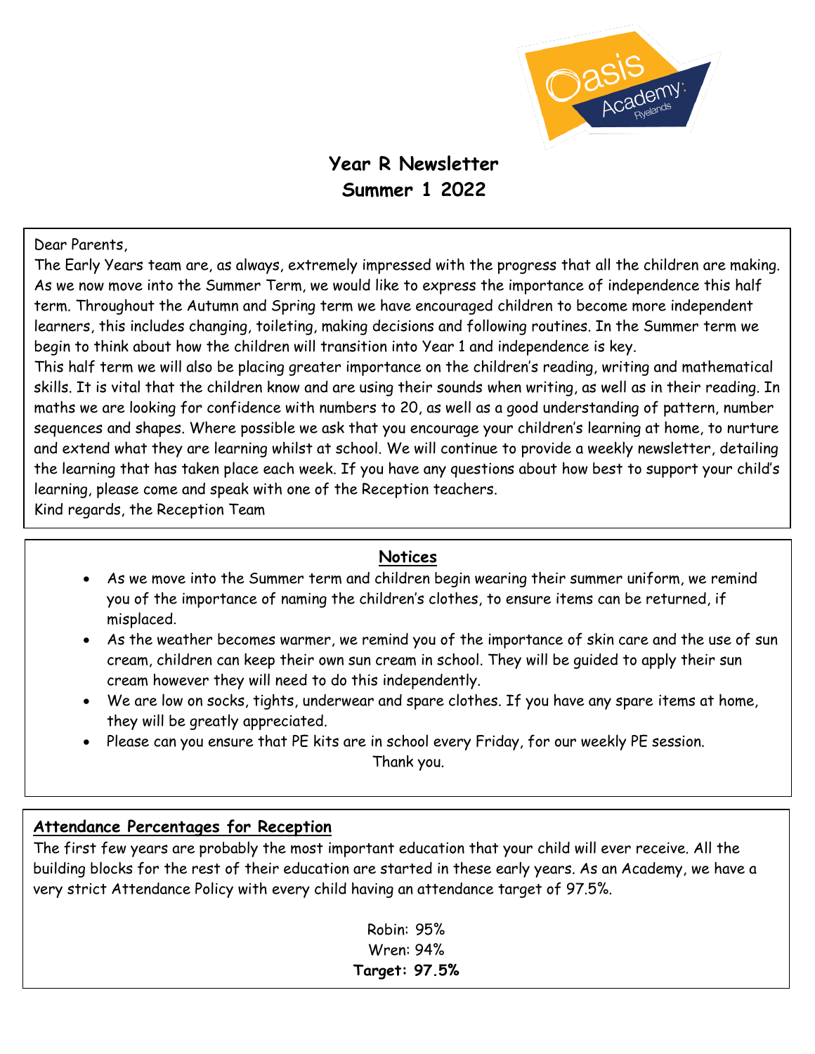# Year R Newsletter
# Summer 1 2022

Dear Parents,

The Early Years team are, as always, extremely impressed with the progress that all the children are making. As we now move into the Summer Term, we would like to express the importance of independence this half term. Throughout the Autumn and Spring term we have encouraged children to become more independent learners, this includes changing, toileting, making decisions and following routines. In the Summer term we begin to think about how the children will transition into Year 1 and independence is key.

This half term we will also be placing greater importance on the children's reading, writing and mathematical skills. It is vital that the children know and are using their sounds when writing, as well as in their reading. In maths we are looking for confidence with numbers to 20, as well as a good understanding of pattern, number sequences and shapes. Where possible we ask that you encourage your children's learning at home, to nurture and extend what they are learning whilst at school. We will continue to provide a weekly newsletter, detailing the learning that has taken place each week. If you have any questions about how best to support your child's learning, please come and speak with one of the Reception teachers.

Kind regards, the Reception Team

## Notices

- As we move into the Summer term and children begin wearing their summer uniform, we remind you of the importance of naming the children's clothes, to ensure items can be returned, if misplaced.
- As the weather becomes warmer, we remind you of the importance of skin care and the use of sun cream, children can keep their own sun cream in school. They will be guided to apply their sun cream however they will need to do this independently.
- We are low on socks, tights, underwear and spare clothes. If you have any spare items at home, they will be greatly appreciated.
- Please can you ensure that PE kits are in school every Friday, for our weekly PE session.

Thank you.

## Attendance Percentages for Reception

The first few years are probably the most important education that your child will ever receive. All the building blocks for the rest of their education are started in these early years. As an Academy, we have a very strict Attendance Policy with every child having an attendance target of 97.5%.

Robin: 95%
Wren: 94%
**Target: 97.5%**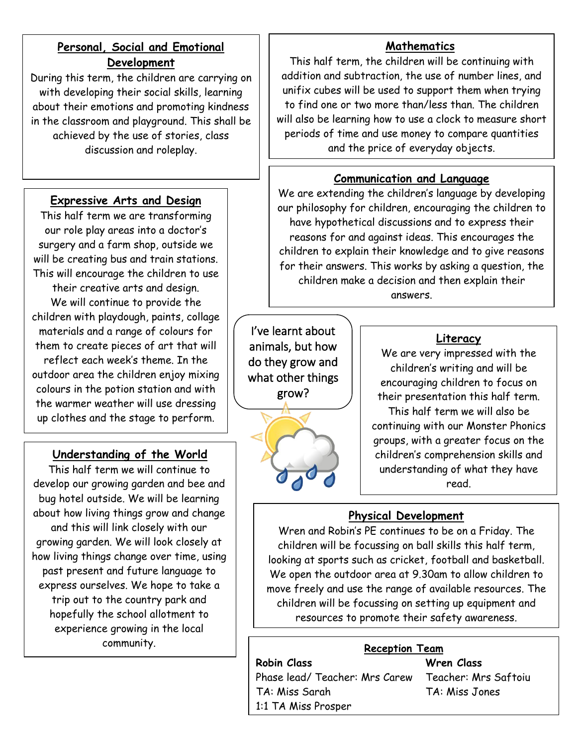## Personal, Social and Emotional Development

During this term, the children are carrying on with developing their social skills, learning about their emotions and promoting kindness in the classroom and playground. This shall be achieved by the use of stories, class discussion and roleplay.

## Mathematics

This half term, the children will be continuing with addition and subtraction, the use of number lines, and unifix cubes will be used to support them when trying to find one or two more than/less than. The children will also be learning how to use a clock to measure short periods of time and use money to compare quantities and the price of everyday objects.

## Expressive Arts and Design

This half term we are transforming our role play areas into a doctor's surgery and a farm shop, outside we will be creating bus and train stations. This will encourage the children to use their creative arts and design.

We will continue to provide the children with playdough, paints, collage materials and a range of colours for them to create pieces of art that will reflect each week's theme. In the outdoor area the children enjoy mixing colours in the potion station and with the warmer weather will use dressing up clothes and the stage to perform.

## Communication and Language

We are extending the children's language by developing our philosophy for children, encouraging the children to have hypothetical discussions and to express their reasons for and against ideas. This encourages the children to explain their knowledge and to give reasons for their answers. This works by asking a question, the children make a decision and then explain their answers.

I've learnt about animals, but how do they grow and what other things grow?

## Literacy

We are very impressed with the children's writing and will be encouraging children to focus on their presentation this half term. This half term we will also be continuing with our Monster Phonics groups, with a greater focus on the children's comprehension skills and understanding of what they have read.

## Understanding of the World

This half term we will continue to develop our growing garden and bee and bug hotel outside. We will be learning about how living things grow and change and this will link closely with our growing garden. We will look closely at how living things change over time, using past present and future language to express ourselves. We hope to take a trip out to the country park and hopefully the school allotment to experience growing in the local community.

## Physical Development

Wren and Robin's PE continues to be on a Friday. The children will be focussing on ball skills this half term, looking at sports such as cricket, football and basketball. We open the outdoor area at 9.30am to allow children to move freely and use the range of available resources. The children will be focussing on setting up equipment and resources to promote their safety awareness.

## Reception Team

**Robin Class**

Phase lead/ Teacher: Mrs Carew

TA: Miss Sarah

1:1 TA Miss Prosper

**Wren Class**

Teacher: Mrs Saftoiu

TA: Miss Jones